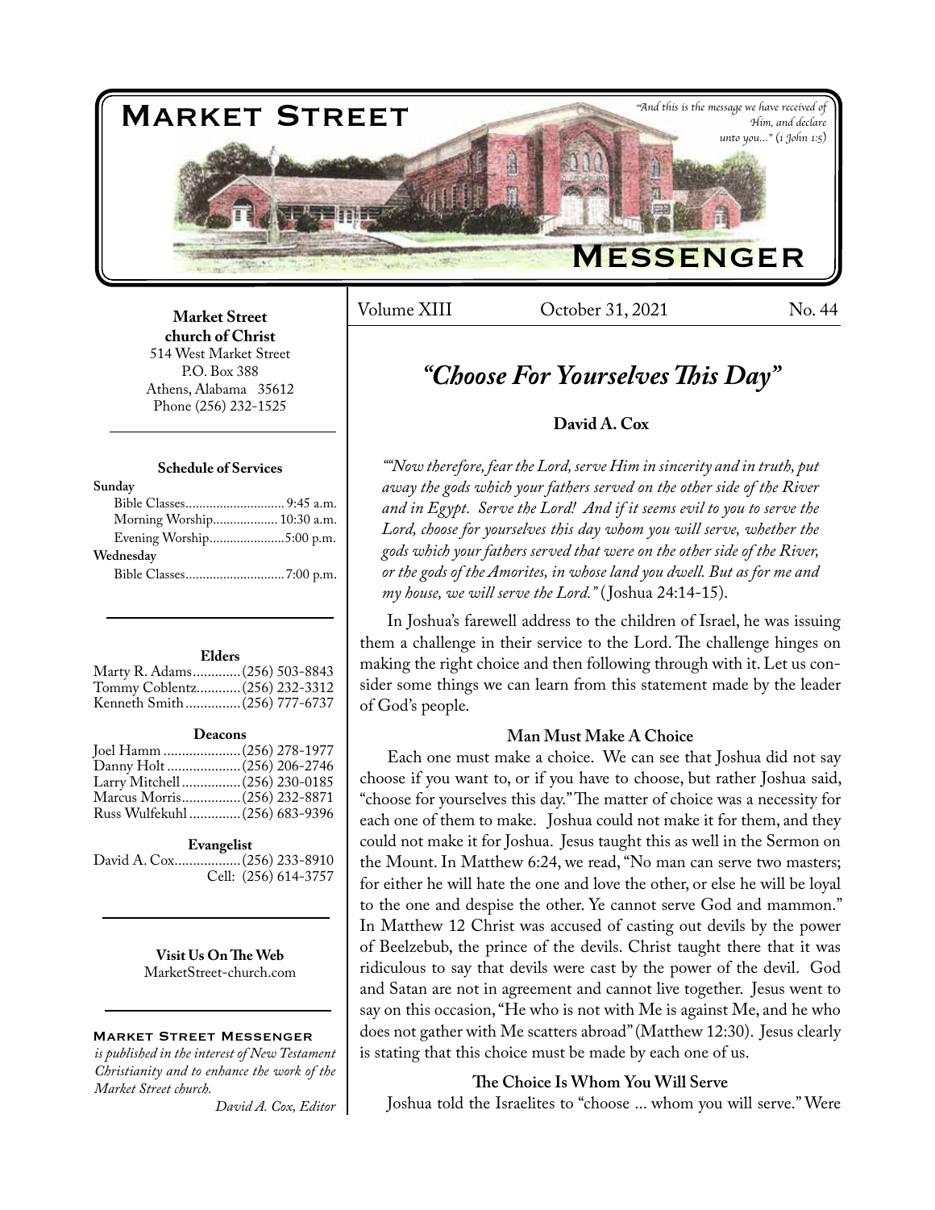# Market Street Messenger

*"And this is the message we have received of Him, and declare unto you..." (1 John 1:5)*

**Market Street church of Christ**
514 West Market Street
P.O. Box 388
Athens, Alabama 35612
Phone (256) 232-1525

**Schedule of Services**

**Sunday**
Bible Classes.............................. 9:45 a.m.
Morning Worship................... 10:30 a.m.
Evening Worship......................5:00 p.m.

**Wednesday**
Bible Classes.............................7:00 p.m.

**Elders**
Marty R. Adams.............(256) 503-8843
Tommy Coblentz............(256) 232-3312
Kenneth Smith...............(256) 777-6737

**Deacons**
Joel Hamm.....................(256) 278-1977
Danny Holt....................(256) 206-2746
Larry Mitchell................(256) 230-0185
Marcus Morris................(256) 232-8871
Russ Wulfekuhl..............(256) 683-9396

**Evangelist**
David A. Cox..................(256) 233-8910
Cell: (256) 614-3757

**Visit Us On The Web**
MarketStreet-church.com

**Market Street Messenger**
*is published in the interest of New Testament Christianity and to enhance the work of the Market Street church.*
*David A. Cox, Editor*

Volume XIII | October 31, 2021 | No. 44

## *"Choose For Yourselves This Day"*

**David A. Cox**

*""Now therefore, fear the Lord, serve Him in sincerity and in truth, put away the gods which your fathers served on the other side of the River and in Egypt. Serve the Lord! And if it seems evil to you to serve the Lord, choose for yourselves this day whom you will serve, whether the gods which your fathers served that were on the other side of the River, or the gods of the Amorites, in whose land you dwell. But as for me and my house, we will serve the Lord."* (Joshua 24:14-15).

In Joshua's farewell address to the children of Israel, he was issuing them a challenge in their service to the Lord. The challenge hinges on making the right choice and then following through with it. Let us consider some things we can learn from this statement made by the leader of God's people.

### Man Must Make A Choice

Each one must make a choice. We can see that Joshua did not say choose if you want to, or if you have to choose, but rather Joshua said, "choose for yourselves this day." The matter of choice was a necessity for each one of them to make. Joshua could not make it for them, and they could not make it for Joshua. Jesus taught this as well in the Sermon on the Mount. In Matthew 6:24, we read, "No man can serve two masters; for either he will hate the one and love the other, or else he will be loyal to the one and despise the other. Ye cannot serve God and mammon." In Matthew 12 Christ was accused of casting out devils by the power of Beelzebub, the prince of the devils. Christ taught there that it was ridiculous to say that devils were cast by the power of the devil. God and Satan are not in agreement and cannot live together. Jesus went to say on this occasion, "He who is not with Me is against Me, and he who does not gather with Me scatters abroad" (Matthew 12:30). Jesus clearly is stating that this choice must be made by each one of us.

### The Choice Is Whom You Will Serve

Joshua told the Israelites to "choose ... whom you will serve." Were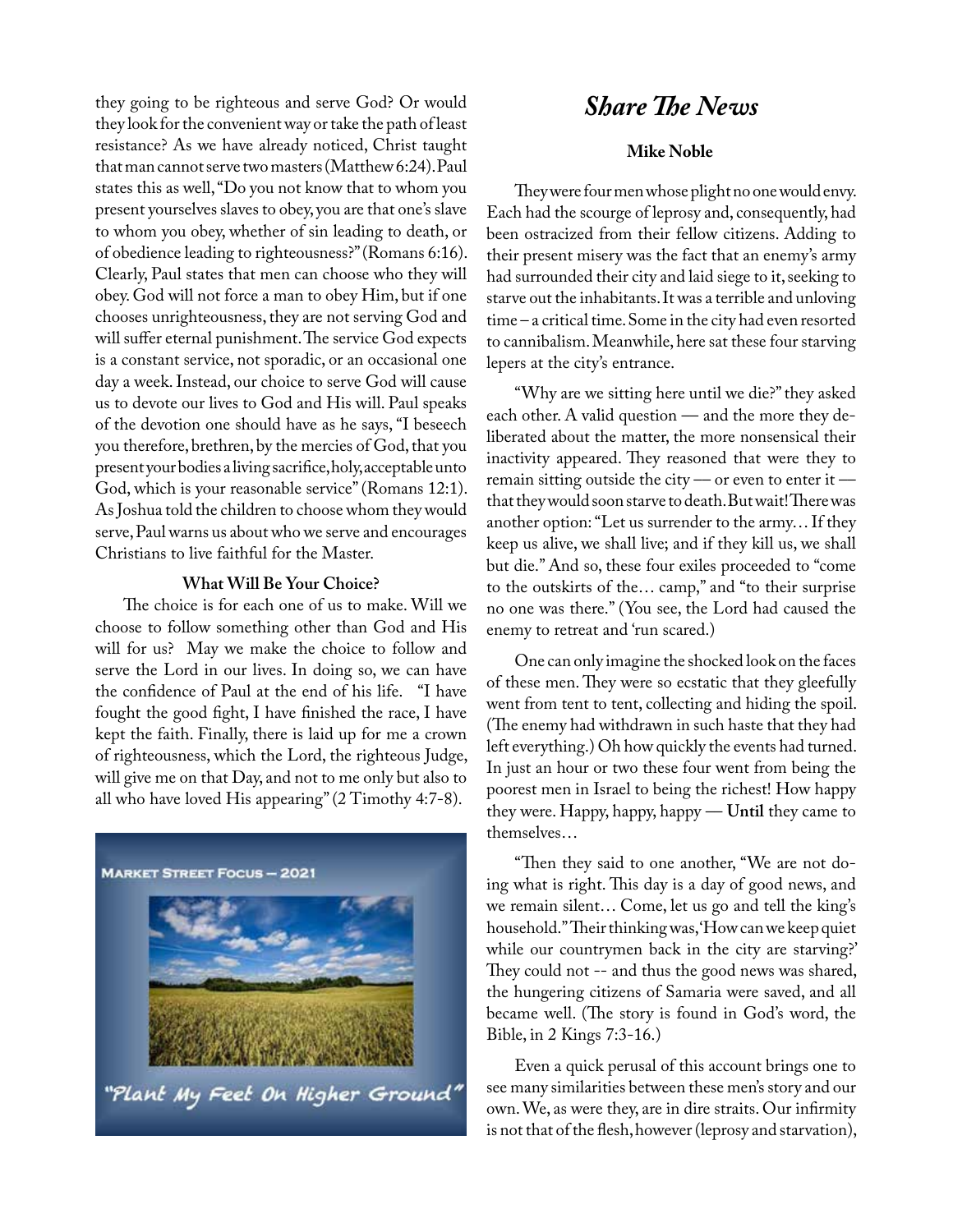they going to be righteous and serve God? Or would they look for the convenient way or take the path of least resistance? As we have already noticed, Christ taught that man cannot serve two masters (Matthew 6:24). Paul states this as well, "Do you not know that to whom you present yourselves slaves to obey, you are that one's slave to whom you obey, whether of sin leading to death, or of obedience leading to righteousness?" (Romans 6:16). Clearly, Paul states that men can choose who they will obey. God will not force a man to obey Him, but if one chooses unrighteousness, they are not serving God and will suffer eternal punishment. The service God expects is a constant service, not sporadic, or an occasional one day a week. Instead, our choice to serve God will cause us to devote our lives to God and His will. Paul speaks of the devotion one should have as he says, "I beseech you therefore, brethren, by the mercies of God, that you present your bodies a living sacrifice, holy, acceptable unto God, which is your reasonable service" (Romans 12:1). As Joshua told the children to choose whom they would serve, Paul warns us about who we serve and encourages Christians to live faithful for the Master.

**What Will Be Your Choice?**

The choice is for each one of us to make. Will we choose to follow something other than God and His will for us? May we make the choice to follow and serve the Lord in our lives. In doing so, we can have the confidence of Paul at the end of his life. "I have fought the good fight, I have finished the race, I have kept the faith. Finally, there is laid up for me a crown of righteousness, which the Lord, the righteous Judge, will give me on that Day, and not to me only but also to all who have loved His appearing" (2 Timothy 4:7-8).

MARKET STREET FOCUS – 2021

"Plant My Feet On Higher Ground"

## *Share The News*

**Mike Noble**

They were four men whose plight no one would envy. Each had the scourge of leprosy and, consequently, had been ostracized from their fellow citizens. Adding to their present misery was the fact that an enemy's army had surrounded their city and laid siege to it, seeking to starve out the inhabitants. It was a terrible and unloving time – a critical time. Some in the city had even resorted to cannibalism. Meanwhile, here sat these four starving lepers at the city's entrance.

"Why are we sitting here until we die?" they asked each other. A valid question — and the more they deliberated about the matter, the more nonsensical their inactivity appeared. They reasoned that were they to remain sitting outside the city — or even to enter it — that they would soon starve to death. But wait! There was another option: "Let us surrender to the army… If they keep us alive, we shall live; and if they kill us, we shall but die." And so, these four exiles proceeded to "come to the outskirts of the… camp," and "to their surprise no one was there." (You see, the Lord had caused the enemy to retreat and 'run scared.)

One can only imagine the shocked look on the faces of these men. They were so ecstatic that they gleefully went from tent to tent, collecting and hiding the spoil. (The enemy had withdrawn in such haste that they had left everything.) Oh how quickly the events had turned. In just an hour or two these four went from being the poorest men in Israel to being the richest! How happy they were. Happy, happy, happy — **Until** they came to themselves…

"Then they said to one another, "We are not doing what is right. This day is a day of good news, and we remain silent… Come, let us go and tell the king's household." Their thinking was, 'How can we keep quiet while our countrymen back in the city are starving?' They could not -- and thus the good news was shared, the hungering citizens of Samaria were saved, and all became well. (The story is found in God's word, the Bible, in 2 Kings 7:3-16.)

Even a quick perusal of this account brings one to see many similarities between these men's story and our own. We, as were they, are in dire straits. Our infirmity is not that of the flesh, however (leprosy and starvation),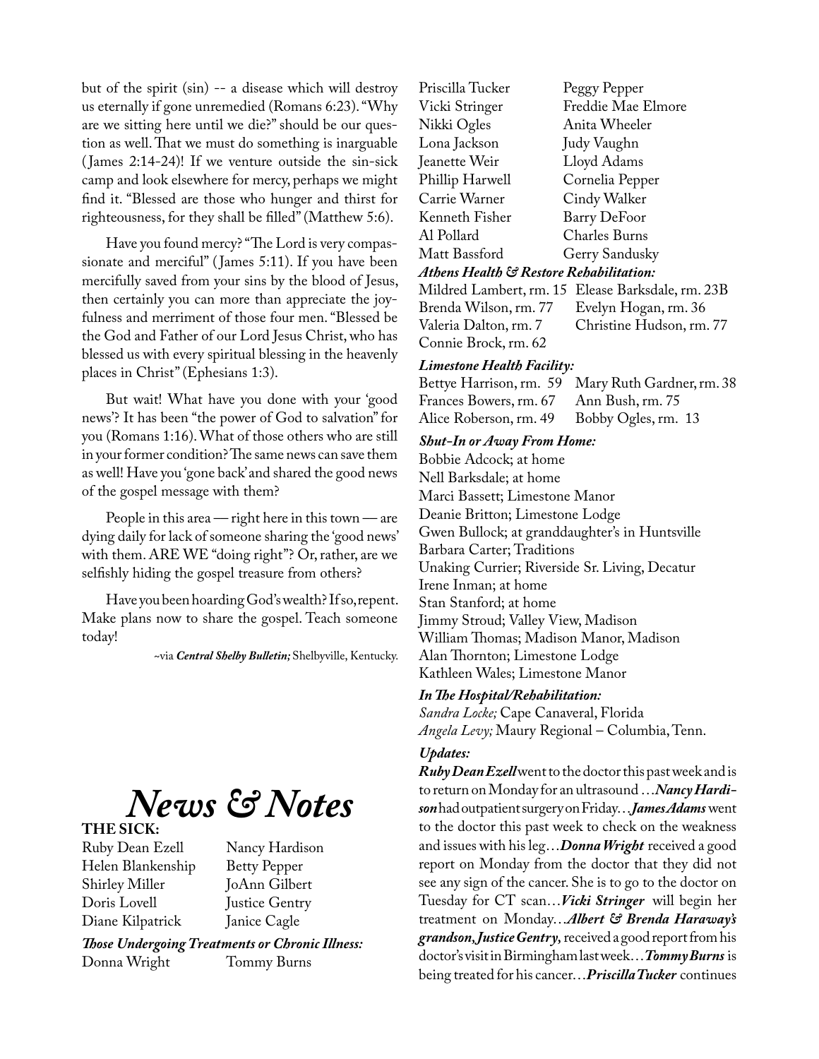but of the spirit (sin) -- a disease which will destroy us eternally if gone unremedied (Romans 6:23). "Why are we sitting here until we die?" should be our question as well. That we must do something is inarguable (James 2:14-24)! If we venture outside the sin-sick camp and look elsewhere for mercy, perhaps we might find it. "Blessed are those who hunger and thirst for righteousness, for they shall be filled" (Matthew 5:6).

Have you found mercy? "The Lord is very compassionate and merciful" (James 5:11). If you have been mercifully saved from your sins by the blood of Jesus, then certainly you can more than appreciate the joyfulness and merriment of those four men. "Blessed be the God and Father of our Lord Jesus Christ, who has blessed us with every spiritual blessing in the heavenly places in Christ" (Ephesians 1:3).

But wait! What have you done with your 'good news'? It has been "the power of God to salvation" for you (Romans 1:16). What of those others who are still in your former condition? The same news can save them as well! Have you 'gone back' and shared the good news of the gospel message with them?

People in this area — right here in this town — are dying daily for lack of someone sharing the 'good news' with them. ARE WE "doing right"? Or, rather, are we selfishly hiding the gospel treasure from others?

Have you been hoarding God's wealth? If so, repent. Make plans now to share the gospel. Teach someone today!

~via ***Central Shelby Bulletin;*** Shelbyville, Kentucky.

# *News & Notes*

**THE SICK:**

Ruby Dean Ezell
Nancy Hardison
Helen Blankenship
Betty Pepper
Shirley Miller
JoAnn Gilbert
Doris Lovell
Justice Gentry
Diane Kilpatrick
Janice Cagle

***Those Undergoing Treatments or Chronic Illness:***

Donna Wright
Tommy Burns
Priscilla Tucker
Peggy Pepper
Vicki Stringer
Freddie Mae Elmore
Nikki Ogles
Anita Wheeler
Lona Jackson
Judy Vaughn
Jeanette Weir
Lloyd Adams
Phillip Harwell
Cornelia Pepper
Carrie Warner
Cindy Walker
Kenneth Fisher
Barry DeFoor
Al Pollard
Charles Burns
Matt Bassford
Gerry Sandusky

***Athens Health & Restore Rehabilitation:***

Mildred Lambert, rm. 15
Elease Barksdale, rm. 23B
Brenda Wilson, rm. 77
Evelyn Hogan, rm. 36
Valeria Dalton, rm. 7
Christine Hudson, rm. 77
Connie Brock, rm. 62

***Limestone Health Facility:***

Bettye Harrison, rm. 59
Mary Ruth Gardner, rm. 38
Frances Bowers, rm. 67
Ann Bush, rm. 75
Alice Roberson, rm. 49
Bobby Ogles, rm. 13

***Shut-In or Away From Home:***

Bobbie Adcock; at home
Nell Barksdale; at home
Marci Bassett; Limestone Manor
Deanie Britton; Limestone Lodge
Gwen Bullock; at granddaughter's in Huntsville
Barbara Carter; Traditions
Unaking Currier; Riverside Sr. Living, Decatur
Irene Inman; at home
Stan Stanford; at home
Jimmy Stroud; Valley View, Madison
William Thomas; Madison Manor, Madison
Alan Thornton; Limestone Lodge
Kathleen Wales; Limestone Manor

***In The Hospital/Rehabilitation:***

*Sandra Locke;* Cape Canaveral, Florida
*Angela Levy;* Maury Regional – Columbia, Tenn.

***Updates:***

***Ruby Dean Ezell*** went to the doctor this past week and is to return on Monday for an ultrasound …***Nancy Hardison*** had outpatient surgery on Friday…***James Adams*** went to the doctor this past week to check on the weakness and issues with his leg…***Donna Wright*** received a good report on Monday from the doctor that they did not see any sign of the cancer. She is to go to the doctor on Tuesday for CT scan…***Vicki Stringer*** will begin her treatment on Monday…***Albert & Brenda Haraway's grandson, Justice Gentry,*** received a good report from his doctor's visit in Birmingham last week…***Tommy Burns*** is being treated for his cancer…***Priscilla Tucker*** continues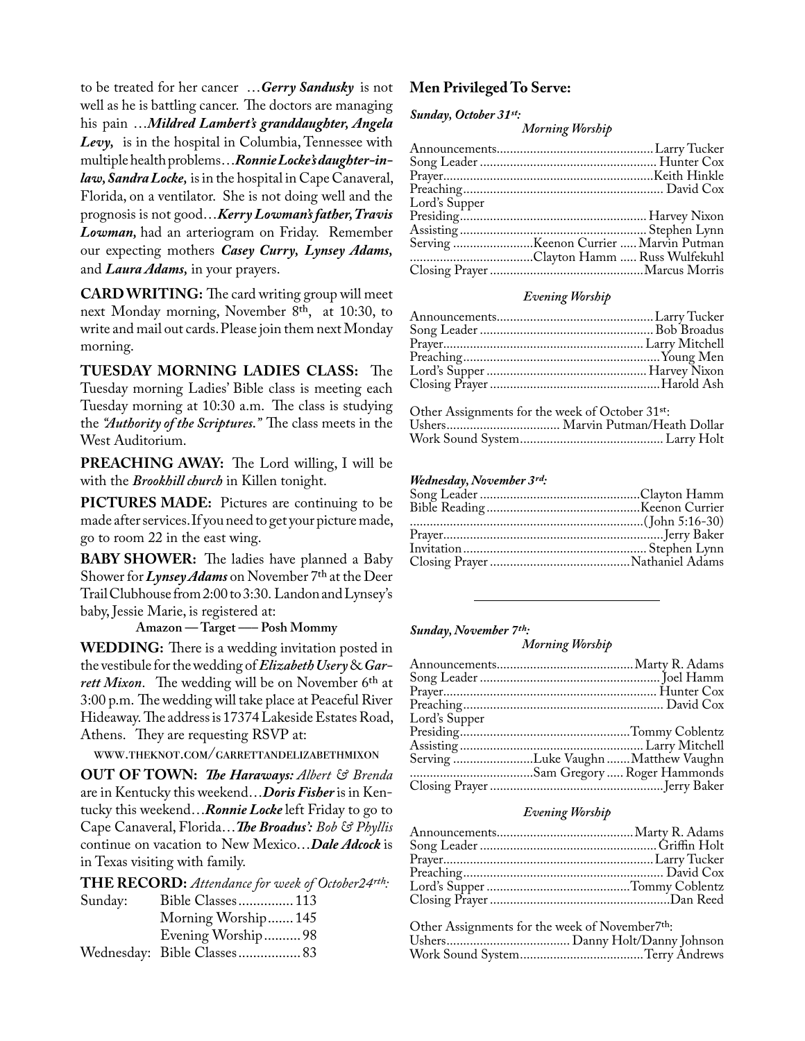to be treated for her cancer …***Gerry Sandusky*** is not well as he is battling cancer. The doctors are managing his pain …***Mildred Lambert's granddaughter, Angela Levy,*** is in the hospital in Columbia, Tennessee with multiple health problems…***Ronnie Locke's daughter-in-law, Sandra Locke,*** is in the hospital in Cape Canaveral, Florida, on a ventilator. She is not doing well and the prognosis is not good…***Kerry Lowman's father, Travis Lowman,*** had an arteriogram on Friday. Remember our expecting mothers ***Casey Curry, Lynsey Adams,*** and ***Laura Adams,*** in your prayers.

**CARD WRITING:** The card writing group will meet next Monday morning, November 8th, at 10:30, to write and mail out cards. Please join them next Monday morning.

**TUESDAY MORNING LADIES CLASS:** The Tuesday morning Ladies' Bible class is meeting each Tuesday morning at 10:30 a.m. The class is studying the *"Authority of the Scriptures."* The class meets in the West Auditorium.

**PREACHING AWAY:** The Lord willing, I will be with the ***Brookhill church*** in Killen tonight.

**PICTURES MADE:** Pictures are continuing to be made after services. If you need to get your picture made, go to room 22 in the east wing.

**BABY SHOWER:** The ladies have planned a Baby Shower for ***Lynsey Adams*** on November 7th at the Deer Trail Clubhouse from 2:00 to 3:30. Landon and Lynsey's baby, Jessie Marie, is registered at:

**Amazon — Target —– Posh Mommy**

**WEDDING:** There is a wedding invitation posted in the vestibule for the wedding of ***Elizabeth Usery*** & ***Garrett Mixon***. The wedding will be on November 6th at 3:00 p.m. The wedding will take place at Peaceful River Hideaway. The address is 17374 Lakeside Estates Road, Athens. They are requesting RSVP at:

WWW.THEKNOT.COM/GARRETTANDELIZABETHMIXON

**OUT OF TOWN:** ***The Haraways:*** *Albert & Brenda* are in Kentucky this weekend…***Doris Fisher*** is in Kentucky this weekend…***Ronnie Locke*** left Friday to go to Cape Canaveral, Florida…***The Broadus':*** *Bob & Phyllis* continue on vacation to New Mexico…***Dale Adcock*** is in Texas visiting with family.

**THE RECORD:** *Attendance for week of October24rth:*

| | | |
|---|---|---|
| Sunday: | Bible Classes | 113 |
| | Morning Worship | 145 |
| | Evening Worship | 98 |
| Wednesday: | Bible Classes | 83 |

## Men Privileged To Serve:

***Sunday, October 31st:***

*Morning Worship*

Announcements…Larry Tucker
Song Leader…Hunter Cox
Prayer…Keith Hinkle
Preaching…David Cox
Lord's Supper
Presiding…Harvey Nixon
Assisting…Stephen Lynn
Serving…Keenon Currier…Marvin Putman
…Clayton Hamm…Russ Wulfekuhl
Closing Prayer…Marcus Morris

*Evening Worship*

Announcements…Larry Tucker
Song Leader…Bob Broadus
Prayer…Larry Mitchell
Preaching…Young Men
Lord's Supper…Harvey Nixon
Closing Prayer…Harold Ash

Other Assignments for the week of October 31st:
Ushers…Marvin Putman/Heath Dollar
Work Sound System…Larry Holt

***Wednesday, November 3rd:***

Song Leader…Clayton Hamm
Bible Reading…Keenon Currier
…(John 5:16-30)
Prayer…Jerry Baker
Invitation…Stephen Lynn
Closing Prayer…Nathaniel Adams

---

***Sunday, November 7th:***

*Morning Worship*

Announcements…Marty R. Adams
Song Leader…Joel Hamm
Prayer…Hunter Cox
Preaching…David Cox
Lord's Supper
Presiding…Tommy Coblentz
Assisting…Larry Mitchell
Serving…Luke Vaughn…Matthew Vaughn
…Sam Gregory…Roger Hammonds
Closing Prayer…Jerry Baker

*Evening Worship*

Announcements…Marty R. Adams
Song Leader…Griffin Holt
Prayer…Larry Tucker
Preaching…David Cox
Lord's Supper…Tommy Coblentz
Closing Prayer…Dan Reed

Other Assignments for the week of November7th:
Ushers…Danny Holt/Danny Johnson
Work Sound System…Terry Andrews